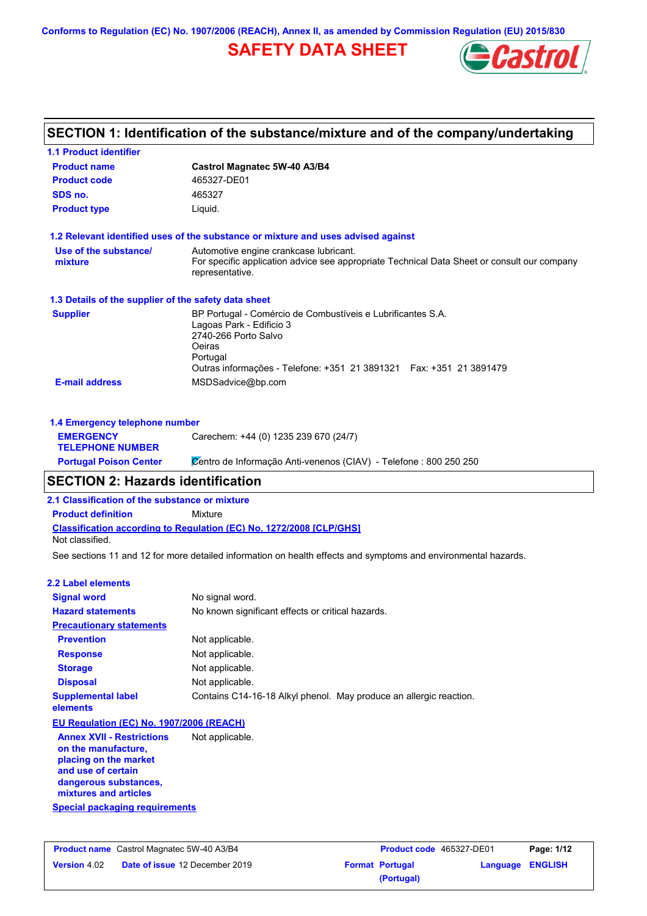Conforms to Regulation (EC) No. 1907/2006 (REACH), Annex II, as amended by Commission Regulation (EU) 2015/830

# SAFETY DATA SHEET

## SECTION 1: Identification of the substance/mixture and of the company/undertaking

### 1.1 Product identifier

| | |
|---|---|
| **Product name** | **Castrol Magnatec 5W-40 A3/B4** |
| **Product code** | 465327-DE01 |
| **SDS no.** | 465327 |
| **Product type** | Liquid. |

### 1.2 Relevant identified uses of the substance or mixture and uses advised against

| | |
|---|---|
| **Use of the substance/ mixture** | Automotive engine crankcase lubricant. For specific application advice see appropriate Technical Data Sheet or consult our company representative. |

### 1.3 Details of the supplier of the safety data sheet

| | |
|---|---|
| **Supplier** | BP Portugal - Comércio de Combustíveis e Lubrificantes S.A. Lagoas Park - Edificio 3 2740-266 Porto Salvo Oeiras Portugal Outras informações - Telefone: +351 21 3891321 Fax: +351 21 3891479 |
| **E-mail address** | MSDSadvice@bp.com |

### 1.4 Emergency telephone number

| | |
|---|---|
| **EMERGENCY TELEPHONE NUMBER** | Carechem: +44 (0) 1235 239 670 (24/7) |
| **Portugal Poison Center** | Centro de Informação Anti-venenos (CIAV) - Telefone : 800 250 250 |

## SECTION 2: Hazards identification

### 2.1 Classification of the substance or mixture

**Product definition** Mixture

**Classification according to Regulation (EC) No. 1272/2008 [CLP/GHS]**

Not classified.

See sections 11 and 12 for more detailed information on health effects and symptoms and environmental hazards.

### 2.2 Label elements

| | |
|---|---|
| **Signal word** | No signal word. |
| **Hazard statements** | No known significant effects or critical hazards. |
| **Precautionary statements** | |
| **Prevention** | Not applicable. |
| **Response** | Not applicable. |
| **Storage** | Not applicable. |
| **Disposal** | Not applicable. |
| **Supplemental label elements** | Contains C14-16-18 Alkyl phenol. May produce an allergic reaction. |

**EU Regulation (EC) No. 1907/2006 (REACH)**

| | |
|---|---|
| **Annex XVII - Restrictions on the manufacture, placing on the market and use of certain dangerous substances, mixtures and articles** | Not applicable. |

**Special packaging requirements**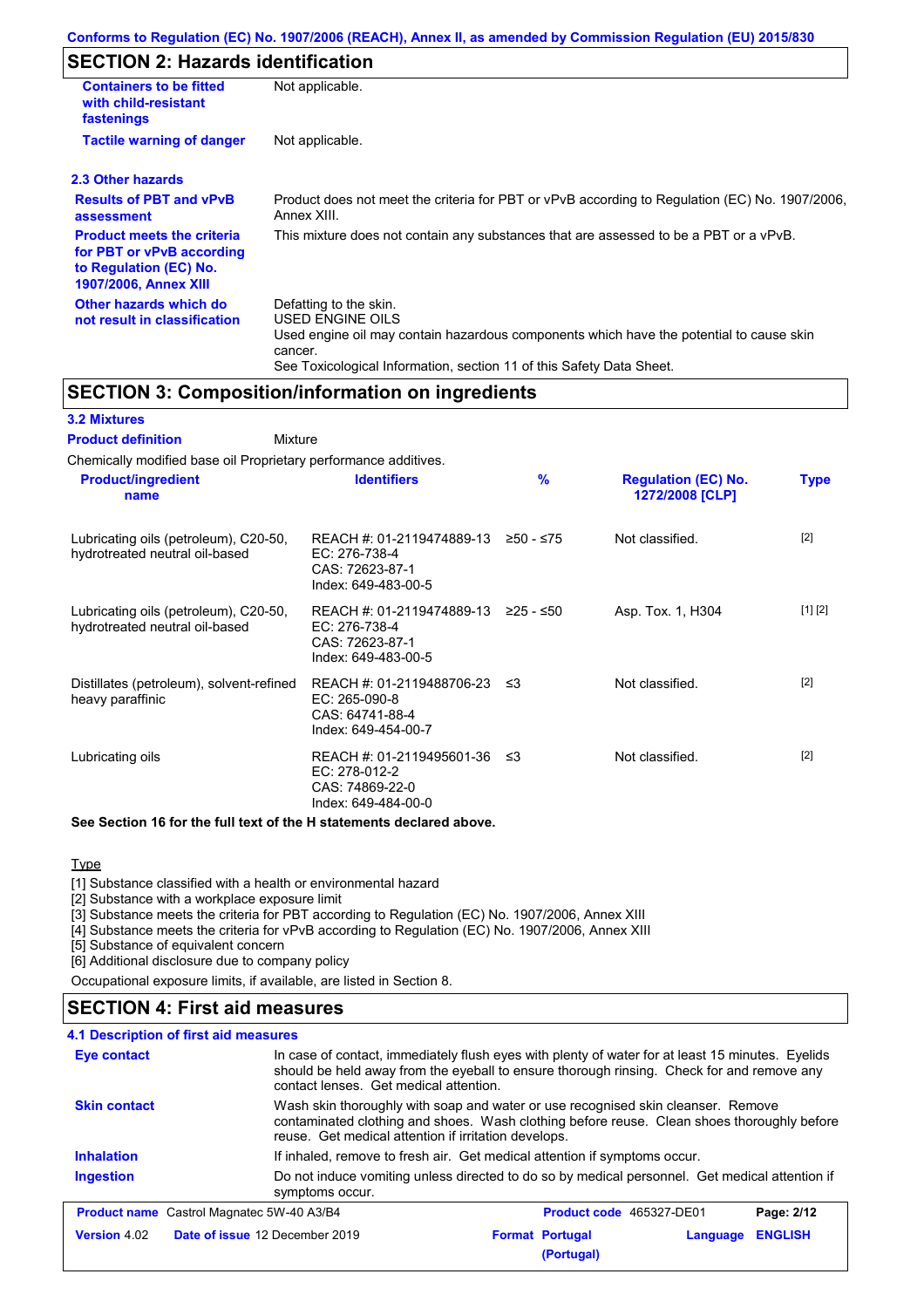## SECTION 2: Hazards identification

| | |
|---|---|
| **Containers to be fitted with child-resistant fastenings** | Not applicable. |
| **Tactile warning of danger** | Not applicable. |

### 2.3 Other hazards

| | |
|---|---|
| **Results of PBT and vPvB assessment** | Product does not meet the criteria for PBT or vPvB according to Regulation (EC) No. 1907/2006, Annex XIII. |
| **Product meets the criteria for PBT or vPvB according to Regulation (EC) No. 1907/2006, Annex XIII** | This mixture does not contain any substances that are assessed to be a PBT or a vPvB. |
| **Other hazards which do not result in classification** | Defatting to the skin.<br>USED ENGINE OILS<br>Used engine oil may contain hazardous components which have the potential to cause skin cancer.<br>See Toxicological Information, section 11 of this Safety Data Sheet. |

## SECTION 3: Composition/information on ingredients

### 3.2 Mixtures

**Product definition** Mixture

Chemically modified base oil Proprietary performance additives.

| Product/ingredient name | Identifiers | % | Regulation (EC) No. 1272/2008 [CLP] | Type |
|---|---|---|---|---|
| Lubricating oils (petroleum), C20-50, hydrotreated neutral oil-based | REACH #: 01-2119474889-13<br>EC: 276-738-4<br>CAS: 72623-87-1<br>Index: 649-483-00-5 | ≥50 - ≤75 | Not classified. | [2] |
| Lubricating oils (petroleum), C20-50, hydrotreated neutral oil-based | REACH #: 01-2119474889-13<br>EC: 276-738-4<br>CAS: 72623-87-1<br>Index: 649-483-00-5 | ≥25 - ≤50 | Asp. Tox. 1, H304 | [1] [2] |
| Distillates (petroleum), solvent-refined heavy paraffinic | REACH #: 01-2119488706-23<br>EC: 265-090-8<br>CAS: 64741-88-4<br>Index: 649-454-00-7 | ≤3 | Not classified. | [2] |
| Lubricating oils | REACH #: 01-2119495601-36<br>EC: 278-012-2<br>CAS: 74869-22-0<br>Index: 649-484-00-0 | ≤3 | Not classified. | [2] |

**See Section 16 for the full text of the H statements declared above.**

Type

[1] Substance classified with a health or environmental hazard
[2] Substance with a workplace exposure limit
[3] Substance meets the criteria for PBT according to Regulation (EC) No. 1907/2006, Annex XIII
[4] Substance meets the criteria for vPvB according to Regulation (EC) No. 1907/2006, Annex XIII
[5] Substance of equivalent concern
[6] Additional disclosure due to company policy

Occupational exposure limits, if available, are listed in Section 8.

## SECTION 4: First aid measures

### 4.1 Description of first aid measures

| | |
|---|---|
| **Eye contact** | In case of contact, immediately flush eyes with plenty of water for at least 15 minutes. Eyelids should be held away from the eyeball to ensure thorough rinsing. Check for and remove any contact lenses. Get medical attention. |
| **Skin contact** | Wash skin thoroughly with soap and water or use recognised skin cleanser. Remove contaminated clothing and shoes. Wash clothing before reuse. Clean shoes thoroughly before reuse. Get medical attention if irritation develops. |
| **Inhalation** | If inhaled, remove to fresh air. Get medical attention if symptoms occur. |
| **Ingestion** | Do not induce vomiting unless directed to do so by medical personnel. Get medical attention if symptoms occur. |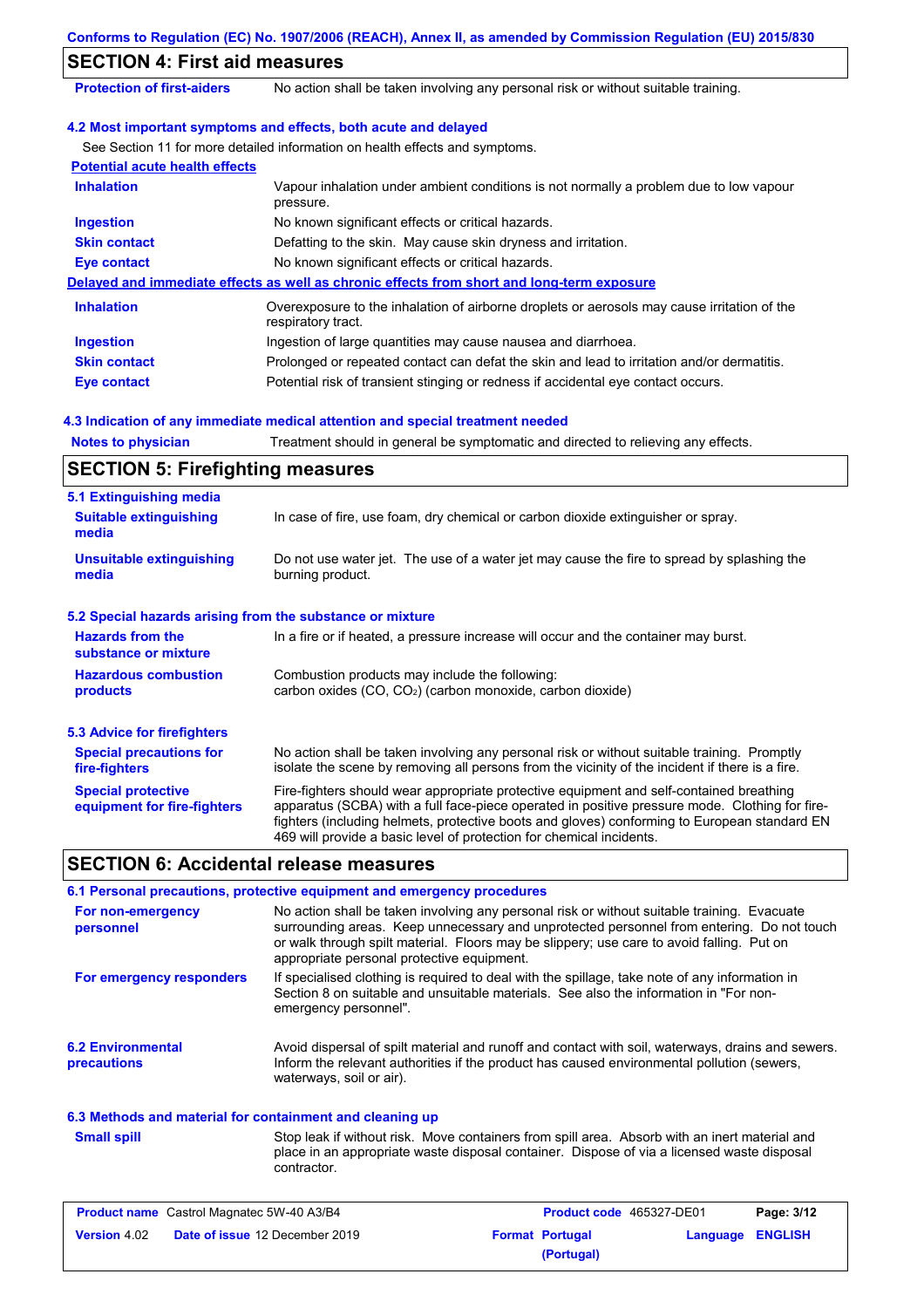## SECTION 4: First aid measures

| | |
|---|---|
| **Protection of first-aiders** | No action shall be taken involving any personal risk or without suitable training. |

### 4.2 Most important symptoms and effects, both acute and delayed

See Section 11 for more detailed information on health effects and symptoms.

**Potential acute health effects**

| | |
|---|---|
| **Inhalation** | Vapour inhalation under ambient conditions is not normally a problem due to low vapour pressure. |
| **Ingestion** | No known significant effects or critical hazards. |
| **Skin contact** | Defatting to the skin. May cause skin dryness and irritation. |
| **Eye contact** | No known significant effects or critical hazards. |

**Delayed and immediate effects as well as chronic effects from short and long-term exposure**

| | |
|---|---|
| **Inhalation** | Overexposure to the inhalation of airborne droplets or aerosols may cause irritation of the respiratory tract. |
| **Ingestion** | Ingestion of large quantities may cause nausea and diarrhoea. |
| **Skin contact** | Prolonged or repeated contact can defat the skin and lead to irritation and/or dermatitis. |
| **Eye contact** | Potential risk of transient stinging or redness if accidental eye contact occurs. |

### 4.3 Indication of any immediate medical attention and special treatment needed

| | |
|---|---|
| **Notes to physician** | Treatment should in general be symptomatic and directed to relieving any effects. |

## SECTION 5: Firefighting measures

### 5.1 Extinguishing media

| | |
|---|---|
| **Suitable extinguishing media** | In case of fire, use foam, dry chemical or carbon dioxide extinguisher or spray. |
| **Unsuitable extinguishing media** | Do not use water jet. The use of a water jet may cause the fire to spread by splashing the burning product. |

### 5.2 Special hazards arising from the substance or mixture

| | |
|---|---|
| **Hazards from the substance or mixture** | In a fire or if heated, a pressure increase will occur and the container may burst. |
| **Hazardous combustion products** | Combustion products may include the following: carbon oxides (CO, $CO_2$) (carbon monoxide, carbon dioxide) |

### 5.3 Advice for firefighters

| | |
|---|---|
| **Special precautions for fire-fighters** | No action shall be taken involving any personal risk or without suitable training. Promptly isolate the scene by removing all persons from the vicinity of the incident if there is a fire. |
| **Special protective equipment for fire-fighters** | Fire-fighters should wear appropriate protective equipment and self-contained breathing apparatus (SCBA) with a full face-piece operated in positive pressure mode. Clothing for fire-fighters (including helmets, protective boots and gloves) conforming to European standard EN 469 will provide a basic level of protection for chemical incidents. |

## SECTION 6: Accidental release measures

### 6.1 Personal precautions, protective equipment and emergency procedures

| | |
|---|---|
| **For non-emergency personnel** | No action shall be taken involving any personal risk or without suitable training. Evacuate surrounding areas. Keep unnecessary and unprotected personnel from entering. Do not touch or walk through spilt material. Floors may be slippery; use care to avoid falling. Put on appropriate personal protective equipment. |
| **For emergency responders** | If specialised clothing is required to deal with the spillage, take note of any information in Section 8 on suitable and unsuitable materials. See also the information in "For non-emergency personnel". |

| | |
|---|---|
| **6.2 Environmental precautions** | Avoid dispersal of spilt material and runoff and contact with soil, waterways, drains and sewers. Inform the relevant authorities if the product has caused environmental pollution (sewers, waterways, soil or air). |

### 6.3 Methods and material for containment and cleaning up

| | |
|---|---|
| **Small spill** | Stop leak if without risk. Move containers from spill area. Absorb with an inert material and place in an appropriate waste disposal container. Dispose of via a licensed waste disposal contractor. |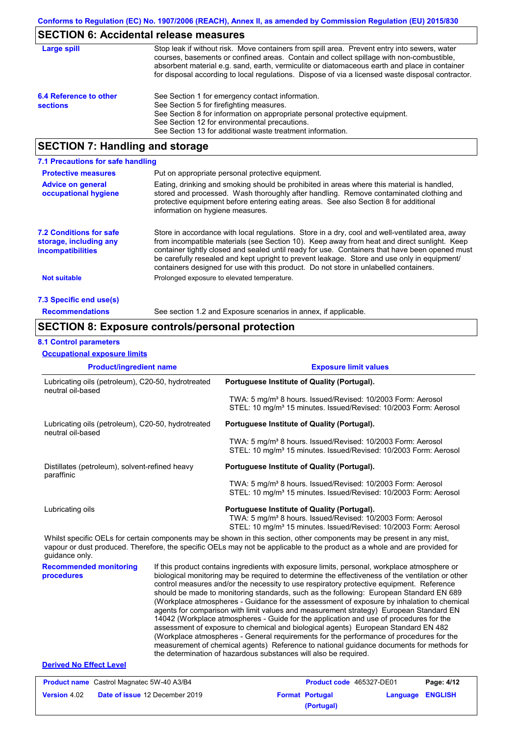Conforms to Regulation (EC) No. 1907/2006 (REACH), Annex II, as amended by Commission Regulation (EU) 2015/830

## SECTION 6: Accidental release measures

**Large spill**

Stop leak if without risk. Move containers from spill area. Prevent entry into sewers, water courses, basements or confined areas. Contain and collect spillage with non-combustible, absorbent material e.g. sand, earth, vermiculite or diatomaceous earth and place in container for disposal according to local regulations. Dispose of via a licensed waste disposal contractor.

**6.4 Reference to other sections**

See Section 1 for emergency contact information.
See Section 5 for firefighting measures.
See Section 8 for information on appropriate personal protective equipment.
See Section 12 for environmental precautions.
See Section 13 for additional waste treatment information.

## SECTION 7: Handling and storage

### 7.1 Precautions for safe handling

**Protective measures**

Put on appropriate personal protective equipment.

**Advice on general occupational hygiene**

Eating, drinking and smoking should be prohibited in areas where this material is handled, stored and processed. Wash thoroughly after handling. Remove contaminated clothing and protective equipment before entering eating areas. See also Section 8 for additional information on hygiene measures.

**7.2 Conditions for safe storage, including any incompatibilities**

Store in accordance with local regulations. Store in a dry, cool and well-ventilated area, away from incompatible materials (see Section 10). Keep away from heat and direct sunlight. Keep container tightly closed and sealed until ready for use. Containers that have been opened must be carefully resealed and kept upright to prevent leakage. Store and use only in equipment/containers designed for use with this product. Do not store in unlabelled containers.

**Not suitable**

Prolonged exposure to elevated temperature.

### 7.3 Specific end use(s)

**Recommendations**

See section 1.2 and Exposure scenarios in annex, if applicable.

## SECTION 8: Exposure controls/personal protection

### 8.1 Control parameters

**Occupational exposure limits**

| Product/ingredient name | Exposure limit values |
|---|---|
| Lubricating oils (petroleum), C20-50, hydrotreated neutral oil-based | **Portuguese Institute of Quality (Portugal).**<br>TWA: 5 mg/m³ 8 hours. Issued/Revised: 10/2003 Form: Aerosol<br>STEL: 10 mg/m³ 15 minutes. Issued/Revised: 10/2003 Form: Aerosol |
| Lubricating oils (petroleum), C20-50, hydrotreated neutral oil-based | **Portuguese Institute of Quality (Portugal).**<br>TWA: 5 mg/m³ 8 hours. Issued/Revised: 10/2003 Form: Aerosol<br>STEL: 10 mg/m³ 15 minutes. Issued/Revised: 10/2003 Form: Aerosol |
| Distillates (petroleum), solvent-refined heavy paraffinic | **Portuguese Institute of Quality (Portugal).**<br>TWA: 5 mg/m³ 8 hours. Issued/Revised: 10/2003 Form: Aerosol<br>STEL: 10 mg/m³ 15 minutes. Issued/Revised: 10/2003 Form: Aerosol |
| Lubricating oils | **Portuguese Institute of Quality (Portugal).**<br>TWA: 5 mg/m³ 8 hours. Issued/Revised: 10/2003 Form: Aerosol<br>STEL: 10 mg/m³ 15 minutes. Issued/Revised: 10/2003 Form: Aerosol |

Whilst specific OELs for certain components may be shown in this section, other components may be present in any mist, vapour or dust produced. Therefore, the specific OELs may not be applicable to the product as a whole and are provided for guidance only.

**Recommended monitoring procedures**

If this product contains ingredients with exposure limits, personal, workplace atmosphere or biological monitoring may be required to determine the effectiveness of the ventilation or other control measures and/or the necessity to use respiratory protective equipment. Reference should be made to monitoring standards, such as the following: European Standard EN 689 (Workplace atmospheres - Guidance for the assessment of exposure by inhalation to chemical agents for comparison with limit values and measurement strategy) European Standard EN 14042 (Workplace atmospheres - Guide for the application and use of procedures for the assessment of exposure to chemical and biological agents) European Standard EN 482 (Workplace atmospheres - General requirements for the performance of procedures for the measurement of chemical agents) Reference to national guidance documents for methods for the determination of hazardous substances will also be required.

**Derived No Effect Level**

| **Product name** Castrol Magnatec 5W-40 A3/B4 | **Product code** 465327-DE01 | |
|---|---|---|
| **Version** 4.02 **Date of issue** 12 December 2019 | **Format** Portugal (Portugal) | **Language** ENGLISH |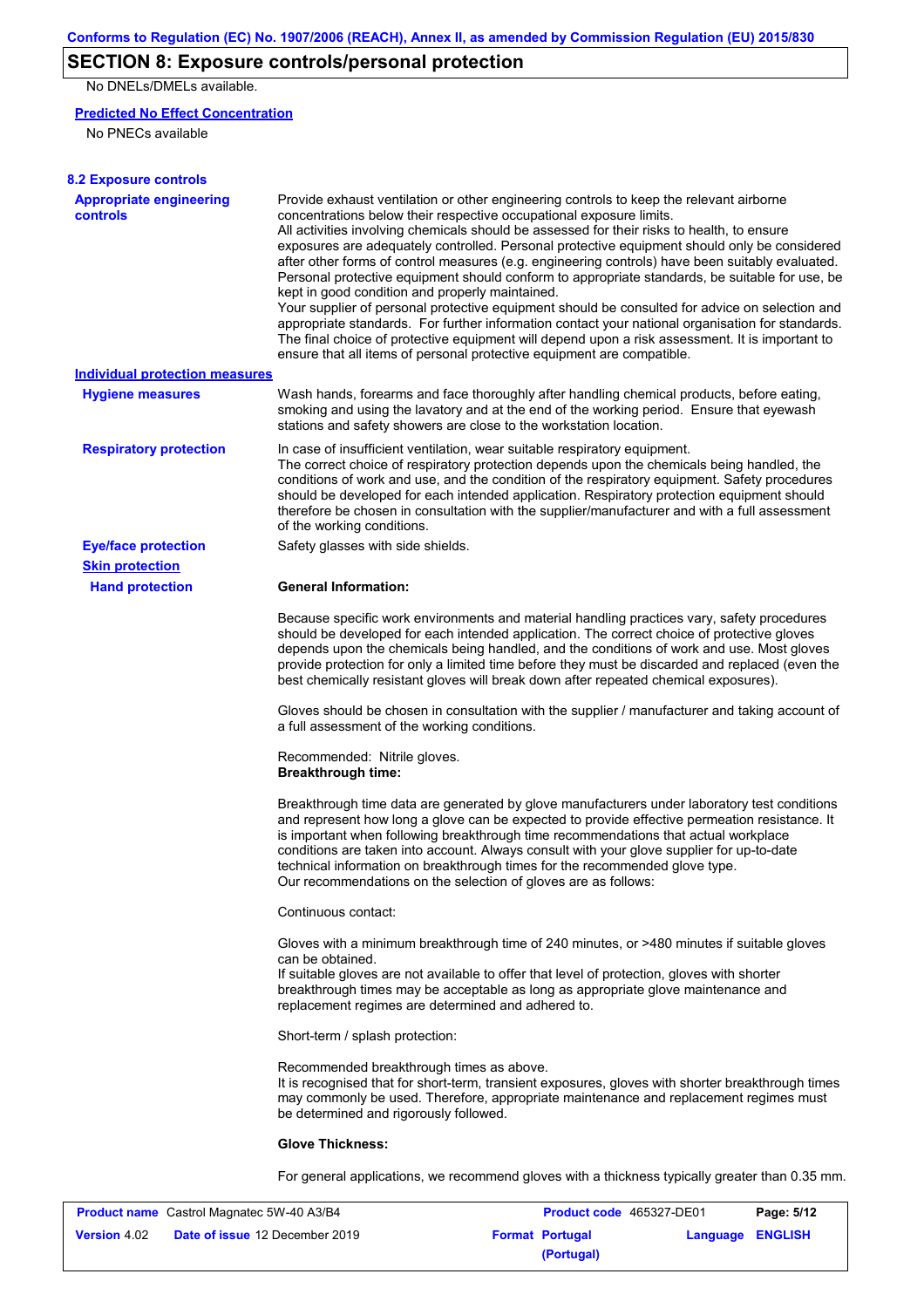## SECTION 8: Exposure controls/personal protection

No DNELs/DMELs available.

**Predicted No Effect Concentration**

No PNECs available

### 8.2 Exposure controls

**Appropriate engineering controls**

Provide exhaust ventilation or other engineering controls to keep the relevant airborne concentrations below their respective occupational exposure limits.
All activities involving chemicals should be assessed for their risks to health, to ensure exposures are adequately controlled. Personal protective equipment should only be considered after other forms of control measures (e.g. engineering controls) have been suitably evaluated. Personal protective equipment should conform to appropriate standards, be suitable for use, be kept in good condition and properly maintained.
Your supplier of personal protective equipment should be consulted for advice on selection and appropriate standards. For further information contact your national organisation for standards. The final choice of protective equipment will depend upon a risk assessment. It is important to ensure that all items of personal protective equipment are compatible.

**Individual protection measures**

**Hygiene measures**

Wash hands, forearms and face thoroughly after handling chemical products, before eating, smoking and using the lavatory and at the end of the working period. Ensure that eyewash stations and safety showers are close to the workstation location.

**Respiratory protection**

In case of insufficient ventilation, wear suitable respiratory equipment.
The correct choice of respiratory protection depends upon the chemicals being handled, the conditions of work and use, and the condition of the respiratory equipment. Safety procedures should be developed for each intended application. Respiratory protection equipment should therefore be chosen in consultation with the supplier/manufacturer and with a full assessment of the working conditions.

**Eye/face protection**

Safety glasses with side shields.

**Skin protection**

**Hand protection**

**General Information:**

Because specific work environments and material handling practices vary, safety procedures should be developed for each intended application. The correct choice of protective gloves depends upon the chemicals being handled, and the conditions of work and use. Most gloves provide protection for only a limited time before they must be discarded and replaced (even the best chemically resistant gloves will break down after repeated chemical exposures).

Gloves should be chosen in consultation with the supplier / manufacturer and taking account of a full assessment of the working conditions.

Recommended: Nitrile gloves.
**Breakthrough time:**

Breakthrough time data are generated by glove manufacturers under laboratory test conditions and represent how long a glove can be expected to provide effective permeation resistance. It is important when following breakthrough time recommendations that actual workplace conditions are taken into account. Always consult with your glove supplier for up-to-date technical information on breakthrough times for the recommended glove type.
Our recommendations on the selection of gloves are as follows:

Continuous contact:

Gloves with a minimum breakthrough time of 240 minutes, or >480 minutes if suitable gloves can be obtained.
If suitable gloves are not available to offer that level of protection, gloves with shorter breakthrough times may be acceptable as long as appropriate glove maintenance and replacement regimes are determined and adhered to.

Short-term / splash protection:

Recommended breakthrough times as above.
It is recognised that for short-term, transient exposures, gloves with shorter breakthrough times may commonly be used. Therefore, appropriate maintenance and replacement regimes must be determined and rigorously followed.

**Glove Thickness:**

For general applications, we recommend gloves with a thickness typically greater than 0.35 mm.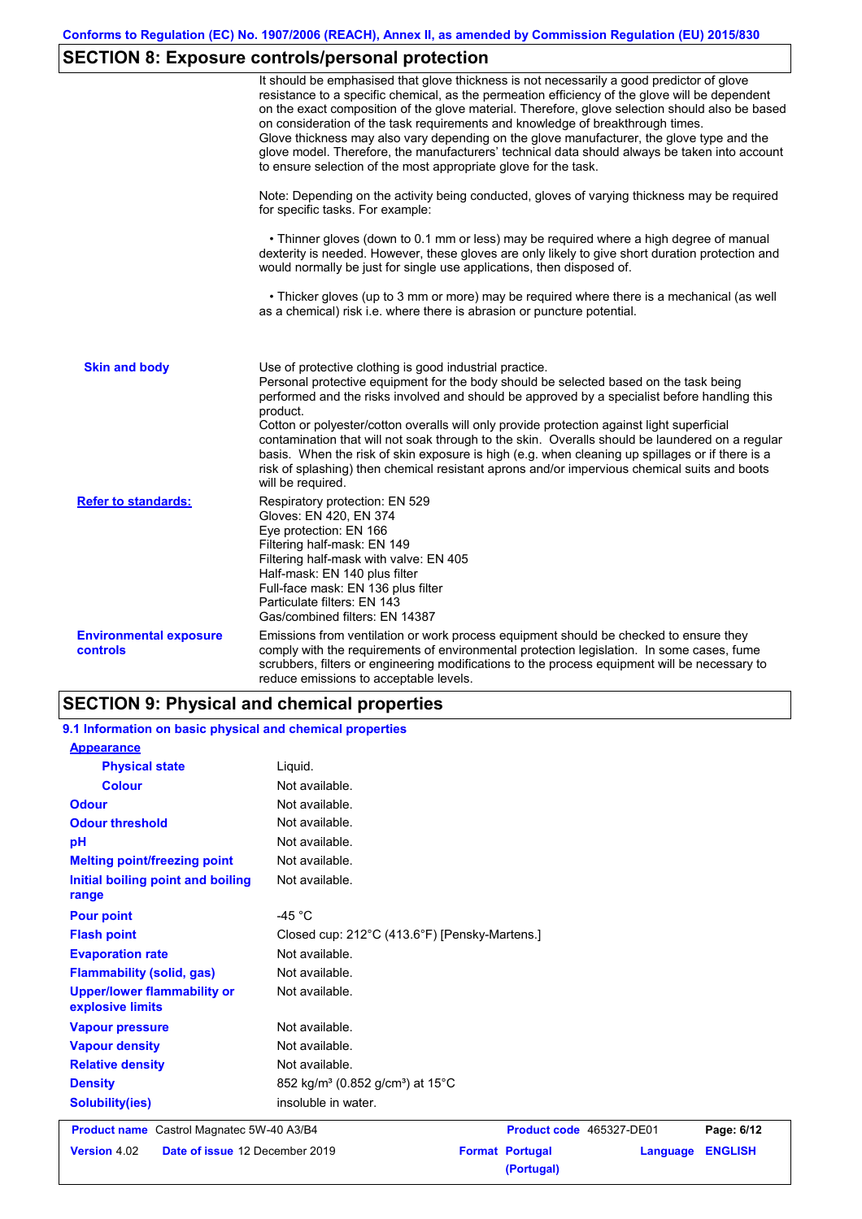## SECTION 8: Exposure controls/personal protection

It should be emphasised that glove thickness is not necessarily a good predictor of glove resistance to a specific chemical, as the permeation efficiency of the glove will be dependent on the exact composition of the glove material. Therefore, glove selection should also be based on consideration of the task requirements and knowledge of breakthrough times.
Glove thickness may also vary depending on the glove manufacturer, the glove type and the glove model. Therefore, the manufacturers' technical data should always be taken into account to ensure selection of the most appropriate glove for the task.

Note: Depending on the activity being conducted, gloves of varying thickness may be required for specific tasks. For example:

- Thinner gloves (down to 0.1 mm or less) may be required where a high degree of manual dexterity is needed. However, these gloves are only likely to give short duration protection and would normally be just for single use applications, then disposed of.

- Thicker gloves (up to 3 mm or more) may be required where there is a mechanical (as well as a chemical) risk i.e. where there is abrasion or puncture potential.

**Skin and body**

Use of protective clothing is good industrial practice.
Personal protective equipment for the body should be selected based on the task being performed and the risks involved and should be approved by a specialist before handling this product.
Cotton or polyester/cotton overalls will only provide protection against light superficial contamination that will not soak through to the skin. Overalls should be laundered on a regular basis. When the risk of skin exposure is high (e.g. when cleaning up spillages or if there is a risk of splashing) then chemical resistant aprons and/or impervious chemical suits and boots will be required.

**Refer to standards:**

Respiratory protection: EN 529
Gloves: EN 420, EN 374
Eye protection: EN 166
Filtering half-mask: EN 149
Filtering half-mask with valve: EN 405
Half-mask: EN 140 plus filter
Full-face mask: EN 136 plus filter
Particulate filters: EN 143
Gas/combined filters: EN 14387

**Environmental exposure controls**

Emissions from ventilation or work process equipment should be checked to ensure they comply with the requirements of environmental protection legislation. In some cases, fume scrubbers, filters or engineering modifications to the process equipment will be necessary to reduce emissions to acceptable levels.

## SECTION 9: Physical and chemical properties

### 9.1 Information on basic physical and chemical properties

**Appearance**

| Property | Value |
|---|---|
| Physical state | Liquid. |
| Colour | Not available. |
| Odour | Not available. |
| Odour threshold | Not available. |
| pH | Not available. |
| Melting point/freezing point | Not available. |
| Initial boiling point and boiling range | Not available. |
| Pour point | -45 °C |
| Flash point | Closed cup: 212°C (413.6°F) [Pensky-Martens.] |
| Evaporation rate | Not available. |
| Flammability (solid, gas) | Not available. |
| Upper/lower flammability or explosive limits | Not available. |
| Vapour pressure | Not available. |
| Vapour density | Not available. |
| Relative density | Not available. |
| Density | 852 kg/m³ (0.852 g/cm³) at 15°C |
| Solubility(ies) | insoluble in water. |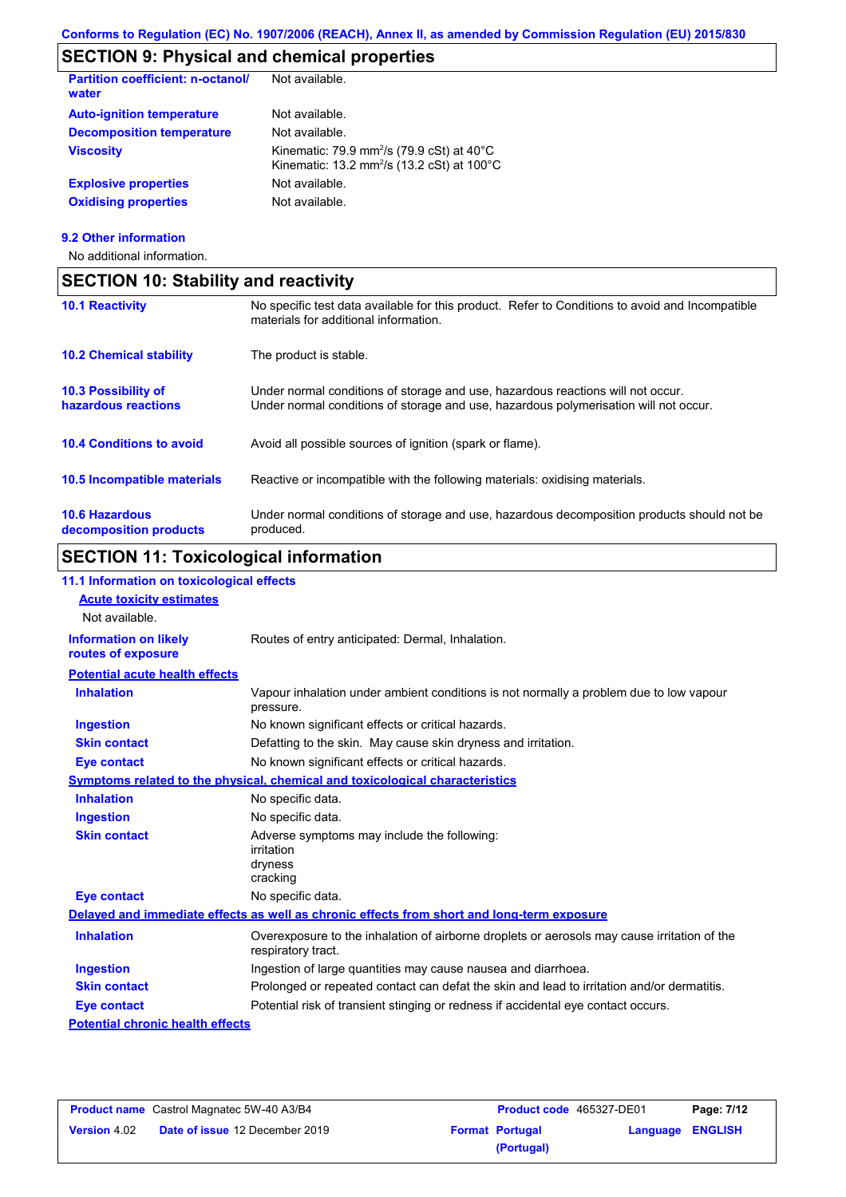## SECTION 9: Physical and chemical properties

| | |
|---|---|
| **Partition coefficient: n-octanol/water** | Not available. |
| **Auto-ignition temperature** | Not available. |
| **Decomposition temperature** | Not available. |
| **Viscosity** | Kinematic: 79.9 $mm^2/s$ (79.9 cSt) at 40°C<br>Kinematic: 13.2 $mm^2/s$ (13.2 cSt) at 100°C |
| **Explosive properties** | Not available. |
| **Oxidising properties** | Not available. |

**9.2 Other information**

No additional information.

## SECTION 10: Stability and reactivity

| | |
|---|---|
| **10.1 Reactivity** | No specific test data available for this product. Refer to Conditions to avoid and Incompatible materials for additional information. |
| **10.2 Chemical stability** | The product is stable. |
| **10.3 Possibility of hazardous reactions** | Under normal conditions of storage and use, hazardous reactions will not occur.<br>Under normal conditions of storage and use, hazardous polymerisation will not occur. |
| **10.4 Conditions to avoid** | Avoid all possible sources of ignition (spark or flame). |
| **10.5 Incompatible materials** | Reactive or incompatible with the following materials: oxidising materials. |
| **10.6 Hazardous decomposition products** | Under normal conditions of storage and use, hazardous decomposition products should not be produced. |

## SECTION 11: Toxicological information

**11.1 Information on toxicological effects**

**Acute toxicity estimates**

Not available.

| | |
|---|---|
| **Information on likely routes of exposure** | Routes of entry anticipated: Dermal, Inhalation. |

**Potential acute health effects**

| | |
|---|---|
| **Inhalation** | Vapour inhalation under ambient conditions is not normally a problem due to low vapour pressure. |
| **Ingestion** | No known significant effects or critical hazards. |
| **Skin contact** | Defatting to the skin. May cause skin dryness and irritation. |
| **Eye contact** | No known significant effects or critical hazards. |

**Symptoms related to the physical, chemical and toxicological characteristics**

| | |
|---|---|
| **Inhalation** | No specific data. |
| **Ingestion** | No specific data. |
| **Skin contact** | Adverse symptoms may include the following:<br>irritation<br>dryness<br>cracking |
| **Eye contact** | No specific data. |

**Delayed and immediate effects as well as chronic effects from short and long-term exposure**

| | |
|---|---|
| **Inhalation** | Overexposure to the inhalation of airborne droplets or aerosols may cause irritation of the respiratory tract. |
| **Ingestion** | Ingestion of large quantities may cause nausea and diarrhoea. |
| **Skin contact** | Prolonged or repeated contact can defat the skin and lead to irritation and/or dermatitis. |
| **Eye contact** | Potential risk of transient stinging or redness if accidental eye contact occurs. |

**Potential chronic health effects**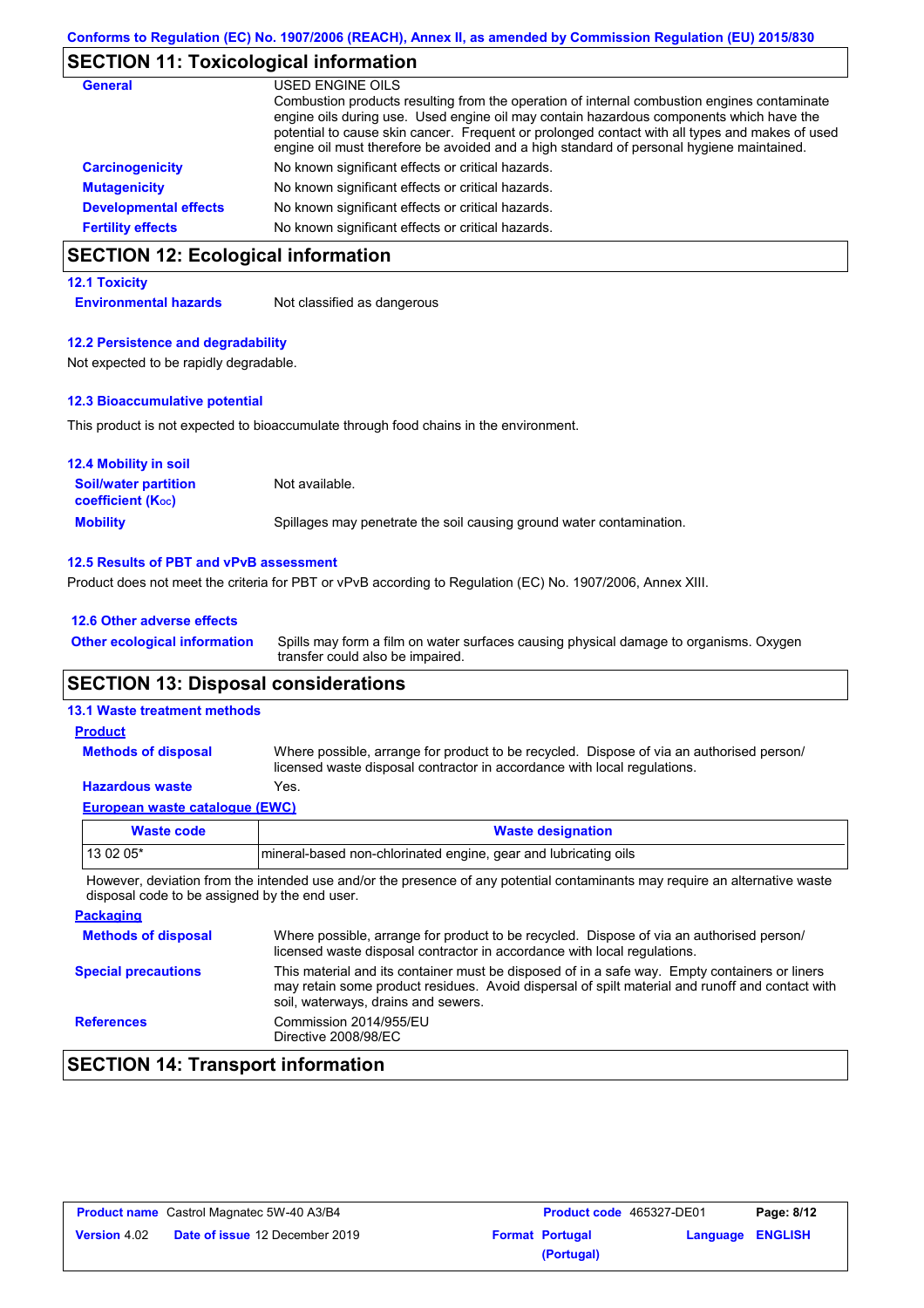## SECTION 11: Toxicological information

**General**

USED ENGINE OILS
Combustion products resulting from the operation of internal combustion engines contaminate engine oils during use. Used engine oil may contain hazardous components which have the potential to cause skin cancer. Frequent or prolonged contact with all types and makes of used engine oil must therefore be avoided and a high standard of personal hygiene maintained.

**Carcinogenicity**: No known significant effects or critical hazards.

**Mutagenicity**: No known significant effects or critical hazards.

**Developmental effects**: No known significant effects or critical hazards.

**Fertility effects**: No known significant effects or critical hazards.

## SECTION 12: Ecological information

### 12.1 Toxicity

**Environmental hazards**: Not classified as dangerous

### 12.2 Persistence and degradability

Not expected to be rapidly degradable.

### 12.3 Bioaccumulative potential

This product is not expected to bioaccumulate through food chains in the environment.

### 12.4 Mobility in soil

**Soil/water partition coefficient ($K_{OC}$)**: Not available.

**Mobility**: Spillages may penetrate the soil causing ground water contamination.

### 12.5 Results of PBT and vPvB assessment

Product does not meet the criteria for PBT or vPvB according to Regulation (EC) No. 1907/2006, Annex XIII.

### 12.6 Other adverse effects

**Other ecological information**: Spills may form a film on water surfaces causing physical damage to organisms. Oxygen transfer could also be impaired.

## SECTION 13: Disposal considerations

### 13.1 Waste treatment methods

**Product**

**Methods of disposal**: Where possible, arrange for product to be recycled. Dispose of via an authorised person/ licensed waste disposal contractor in accordance with local regulations.

**Hazardous waste**: Yes.

**European waste catalogue (EWC)**

| Waste code | Waste designation |
|---|---|
| 13 02 05* | mineral-based non-chlorinated engine, gear and lubricating oils |

However, deviation from the intended use and/or the presence of any potential contaminants may require an alternative waste disposal code to be assigned by the end user.

**Packaging**

**Methods of disposal**: Where possible, arrange for product to be recycled. Dispose of via an authorised person/ licensed waste disposal contractor in accordance with local regulations.

**Special precautions**: This material and its container must be disposed of in a safe way. Empty containers or liners may retain some product residues. Avoid dispersal of spilt material and runoff and contact with soil, waterways, drains and sewers.

**References**: Commission 2014/955/EU
Directive 2008/98/EC

## SECTION 14: Transport information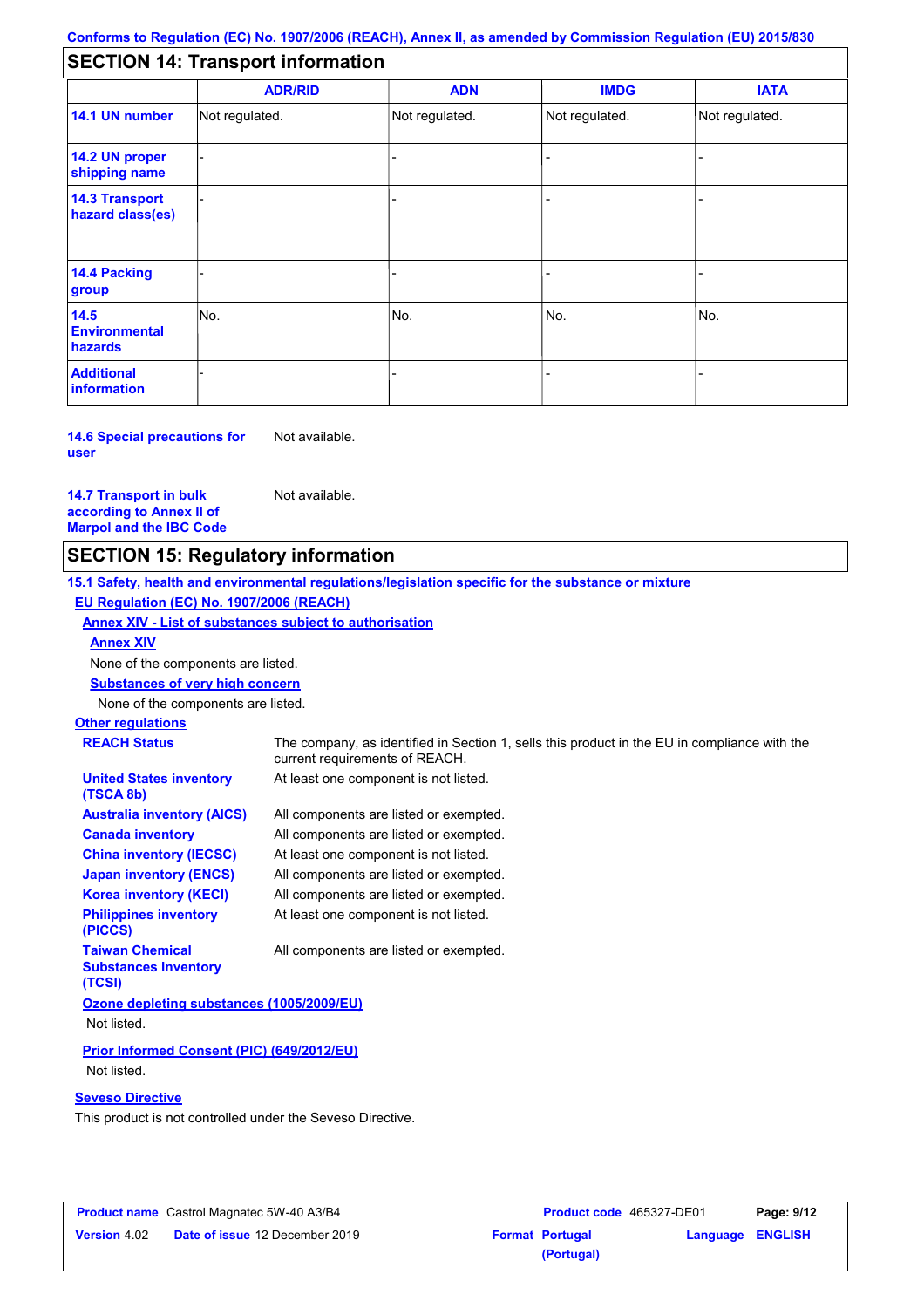## SECTION 14: Transport information

| | ADR/RID | ADN | IMDG | IATA |
|---|---|---|---|---|
| **14.1 UN number** | Not regulated. | Not regulated. | Not regulated. | Not regulated. |
| **14.2 UN proper shipping name** | - | - | - | - |
| **14.3 Transport hazard class(es)** | - | - | - | - |
| **14.4 Packing group** | - | - | - | - |
| **14.5 Environmental hazards** | No. | No. | No. | No. |
| **Additional information** | - | - | - | - |

**14.6 Special precautions for user** Not available.

**14.7 Transport in bulk according to Annex II of Marpol and the IBC Code** Not available.

## SECTION 15: Regulatory information

**15.1 Safety, health and environmental regulations/legislation specific for the substance or mixture**

**EU Regulation (EC) No. 1907/2006 (REACH)**

**Annex XIV - List of substances subject to authorisation**

**Annex XIV**

None of the components are listed.

**Substances of very high concern**

None of the components are listed.

**Other regulations**

| | |
|---|---|
| **REACH Status** | The company, as identified in Section 1, sells this product in the EU in compliance with the current requirements of REACH. |
| **United States inventory (TSCA 8b)** | At least one component is not listed. |
| **Australia inventory (AICS)** | All components are listed or exempted. |
| **Canada inventory** | All components are listed or exempted. |
| **China inventory (IECSC)** | At least one component is not listed. |
| **Japan inventory (ENCS)** | All components are listed or exempted. |
| **Korea inventory (KECI)** | All components are listed or exempted. |
| **Philippines inventory (PICCS)** | At least one component is not listed. |
| **Taiwan Chemical Substances Inventory (TCSI)** | All components are listed or exempted. |

**Ozone depleting substances (1005/2009/EU)**

Not listed.

**Prior Informed Consent (PIC) (649/2012/EU)**

Not listed.

**Seveso Directive**

This product is not controlled under the Seveso Directive.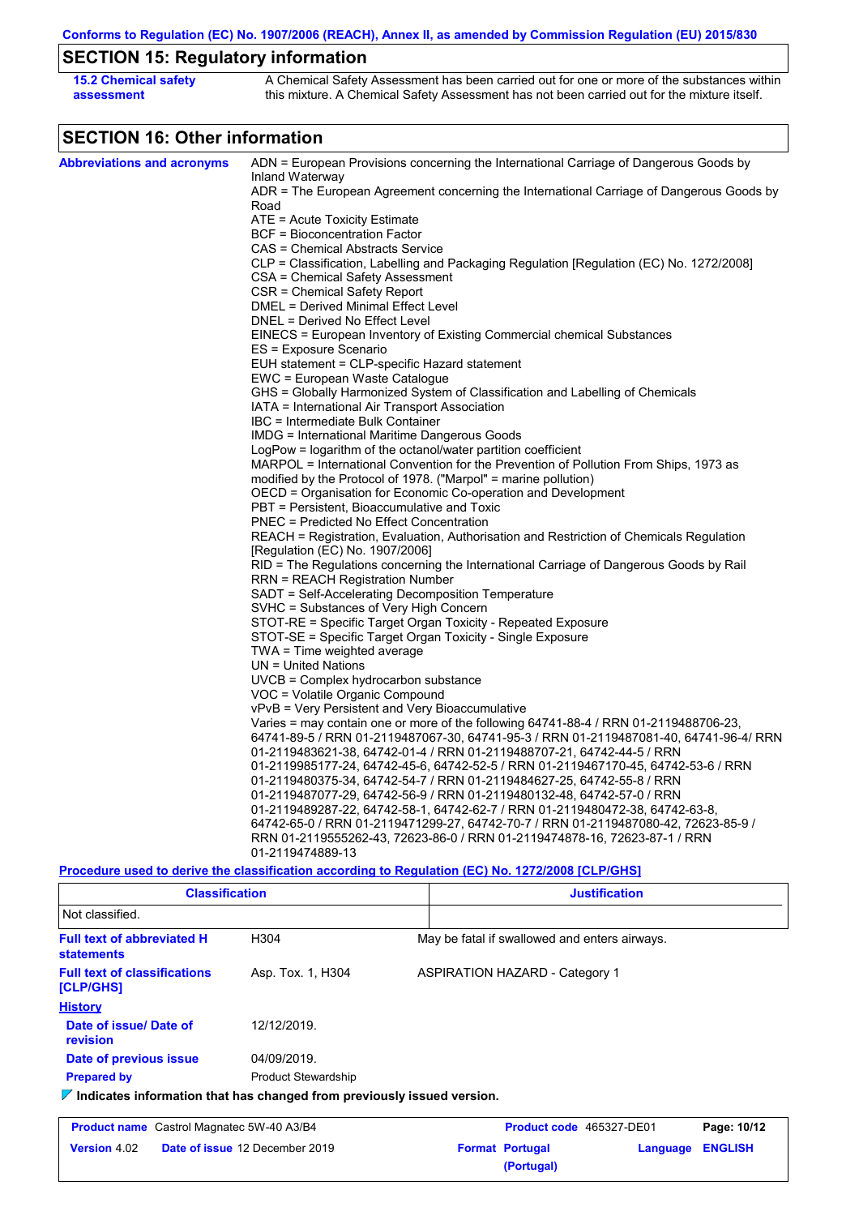Conforms to Regulation (EC) No. 1907/2006 (REACH), Annex II, as amended by Commission Regulation (EU) 2015/830

## SECTION 15: Regulatory information

**15.2 Chemical safety assessment**

A Chemical Safety Assessment has been carried out for one or more of the substances within this mixture. A Chemical Safety Assessment has not been carried out for the mixture itself.

## SECTION 16: Other information

**Abbreviations and acronyms**

ADN = European Provisions concerning the International Carriage of Dangerous Goods by Inland Waterway
ADR = The European Agreement concerning the International Carriage of Dangerous Goods by Road
ATE = Acute Toxicity Estimate
BCF = Bioconcentration Factor
CAS = Chemical Abstracts Service
CLP = Classification, Labelling and Packaging Regulation [Regulation (EC) No. 1272/2008]
CSA = Chemical Safety Assessment
CSR = Chemical Safety Report
DMEL = Derived Minimal Effect Level
DNEL = Derived No Effect Level
EINECS = European Inventory of Existing Commercial chemical Substances
ES = Exposure Scenario
EUH statement = CLP-specific Hazard statement
EWC = European Waste Catalogue
GHS = Globally Harmonized System of Classification and Labelling of Chemicals
IATA = International Air Transport Association
IBC = Intermediate Bulk Container
IMDG = International Maritime Dangerous Goods
LogPow = logarithm of the octanol/water partition coefficient
MARPOL = International Convention for the Prevention of Pollution From Ships, 1973 as modified by the Protocol of 1978. ("Marpol" = marine pollution)
OECD = Organisation for Economic Co-operation and Development
PBT = Persistent, Bioaccumulative and Toxic
PNEC = Predicted No Effect Concentration
REACH = Registration, Evaluation, Authorisation and Restriction of Chemicals Regulation [Regulation (EC) No. 1907/2006]
RID = The Regulations concerning the International Carriage of Dangerous Goods by Rail
RRN = REACH Registration Number
SADT = Self-Accelerating Decomposition Temperature
SVHC = Substances of Very High Concern
STOT-RE = Specific Target Organ Toxicity - Repeated Exposure
STOT-SE = Specific Target Organ Toxicity - Single Exposure
TWA = Time weighted average
UN = United Nations
UVCB = Complex hydrocarbon substance
VOC = Volatile Organic Compound
vPvB = Very Persistent and Very Bioaccumulative
Varies = may contain one or more of the following 64741-88-4 / RRN 01-2119488706-23, 64741-89-5 / RRN 01-2119487067-30, 64741-95-3 / RRN 01-2119487081-40, 64741-96-4/ RRN 01-2119483621-38, 64742-01-4 / RRN 01-2119488707-21, 64742-44-5 / RRN 01-2119985177-24, 64742-45-6, 64742-52-5 / RRN 01-2119467170-45, 64742-53-6 / RRN 01-2119480375-34, 64742-54-7 / RRN 01-2119484627-25, 64742-55-8 / RRN 01-2119487077-29, 64742-56-9 / RRN 01-2119480132-48, 64742-57-0 / RRN 01-2119489287-22, 64742-58-1, 64742-62-7 / RRN 01-2119480472-38, 64742-63-8, 64742-65-0 / RRN 01-2119471299-27, 64742-70-7 / RRN 01-2119487080-42, 72623-85-9 / RRN 01-2119555262-43, 72623-86-0 / RRN 01-2119474878-16, 72623-87-1 / RRN 01-2119474889-13

**Procedure used to derive the classification according to Regulation (EC) No. 1272/2008 [CLP/GHS]**

| Classification | Justification |
|---|---|
| Not classified. | |

**Full text of abbreviated H statements** — H304 — May be fatal if swallowed and enters airways.

**Full text of classifications [CLP/GHS]** — Asp. Tox. 1, H304 — ASPIRATION HAZARD - Category 1

**History**

**Date of issue/ Date of revision** 12/12/2019.

**Date of previous issue** 04/09/2019.

**Prepared by** Product Stewardship

**Indicates information that has changed from previously issued version.**

| **Product name** Castrol Magnatec 5W-40 A3/B4 | **Product code** 465327-DE01 | |
|---|---|---|
| **Version** 4.02 **Date of issue** 12 December 2019 | **Format** Portugal (Portugal) | **Language** ENGLISH |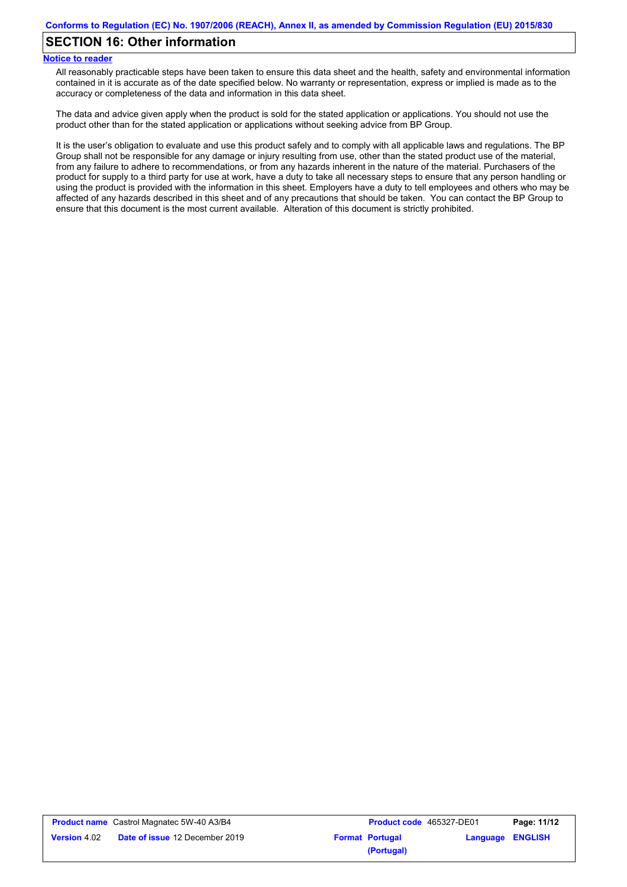## SECTION 16: Other information

**Notice to reader**

All reasonably practicable steps have been taken to ensure this data sheet and the health, safety and environmental information contained in it is accurate as of the date specified below. No warranty or representation, express or implied is made as to the accuracy or completeness of the data and information in this data sheet.

The data and advice given apply when the product is sold for the stated application or applications. You should not use the product other than for the stated application or applications without seeking advice from BP Group.

It is the user's obligation to evaluate and use this product safely and to comply with all applicable laws and regulations. The BP Group shall not be responsible for any damage or injury resulting from use, other than the stated product use of the material, from any failure to adhere to recommendations, or from any hazards inherent in the nature of the material. Purchasers of the product for supply to a third party for use at work, have a duty to take all necessary steps to ensure that any person handling or using the product is provided with the information in this sheet. Employers have a duty to tell employees and others who may be affected of any hazards described in this sheet and of any precautions that should be taken. You can contact the BP Group to ensure that this document is the most current available. Alteration of this document is strictly prohibited.